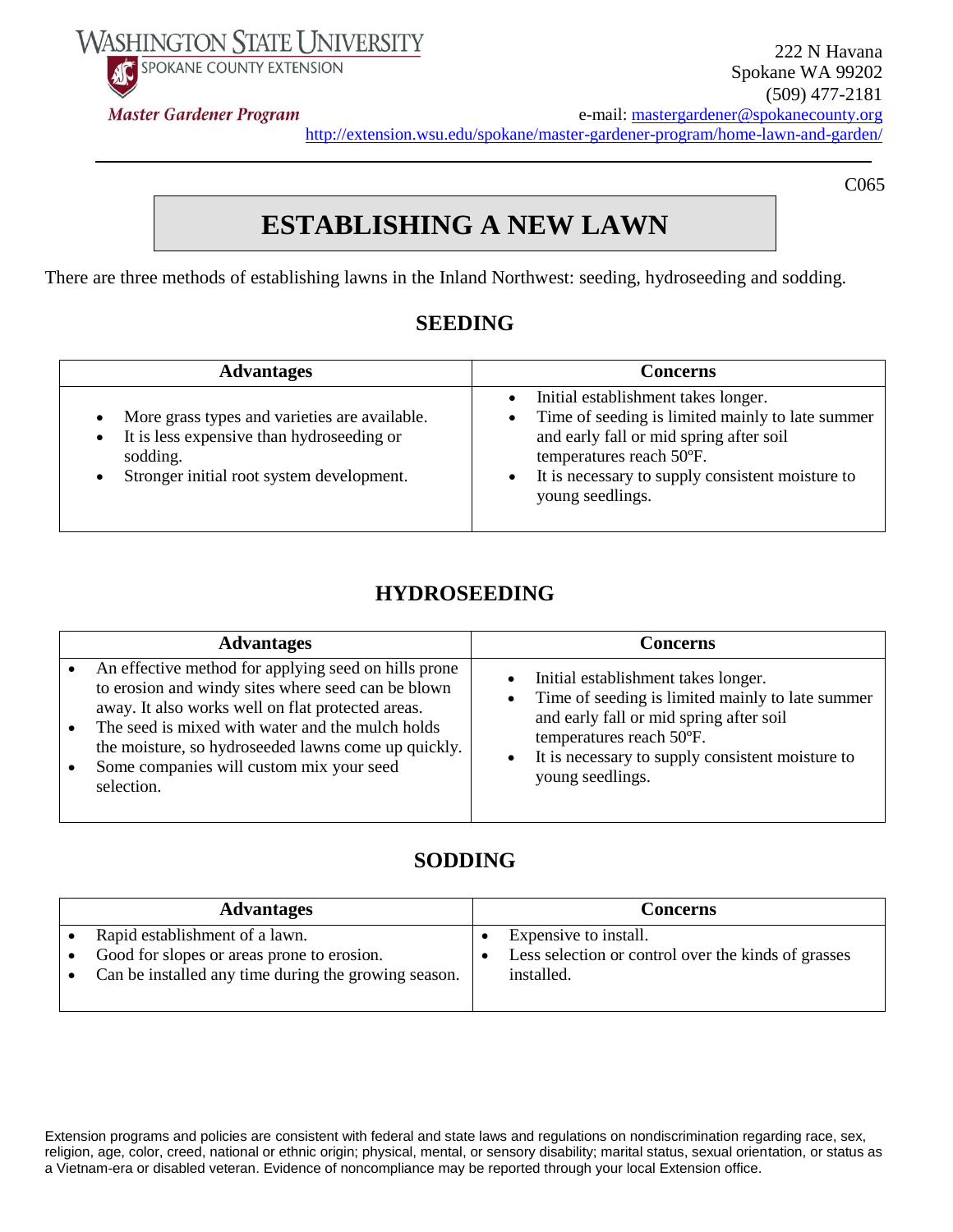WASHINGTON STATE UNIVERSITY
SPOKANE COUNTY EXTENSION

*Master Gardener Program*

222 N Havana
Spokane WA 99202
(509) 477-2181
e-mail: mastergardener@spokanecounty.org
http://extension.wsu.edu/spokane/master-gardener-program/home-lawn-and-garden/

C065

# ESTABLISHING A NEW LAWN

There are three methods of establishing lawns in the Inland Northwest: seeding, hydroseeding and sodding.

## SEEDING

| Advantages | Concerns |
| --- | --- |
| • More grass types and varieties are available.<br>• It is less expensive than hydroseeding or sodding.<br>• Stronger initial root system development. | • Initial establishment takes longer.<br>• Time of seeding is limited mainly to late summer and early fall or mid spring after soil temperatures reach 50ºF.<br>• It is necessary to supply consistent moisture to young seedlings. |

## HYDROSEEDING

| Advantages | Concerns |
| --- | --- |
| • An effective method for applying seed on hills prone to erosion and windy sites where seed can be blown away. It also works well on flat protected areas.<br>• The seed is mixed with water and the mulch holds the moisture, so hydroseeded lawns come up quickly.<br>• Some companies will custom mix your seed selection. | • Initial establishment takes longer.<br>• Time of seeding is limited mainly to late summer and early fall or mid spring after soil temperatures reach 50ºF.<br>• It is necessary to supply consistent moisture to young seedlings. |

## SODDING

| Advantages | Concerns |
| --- | --- |
| • Rapid establishment of a lawn.<br>• Good for slopes or areas prone to erosion.<br>• Can be installed any time during the growing season. | • Expensive to install.<br>• Less selection or control over the kinds of grasses installed. |

Extension programs and policies are consistent with federal and state laws and regulations on nondiscrimination regarding race, sex, religion, age, color, creed, national or ethnic origin; physical, mental, or sensory disability; marital status, sexual orientation, or status as a Vietnam-era or disabled veteran. Evidence of noncompliance may be reported through your local Extension office.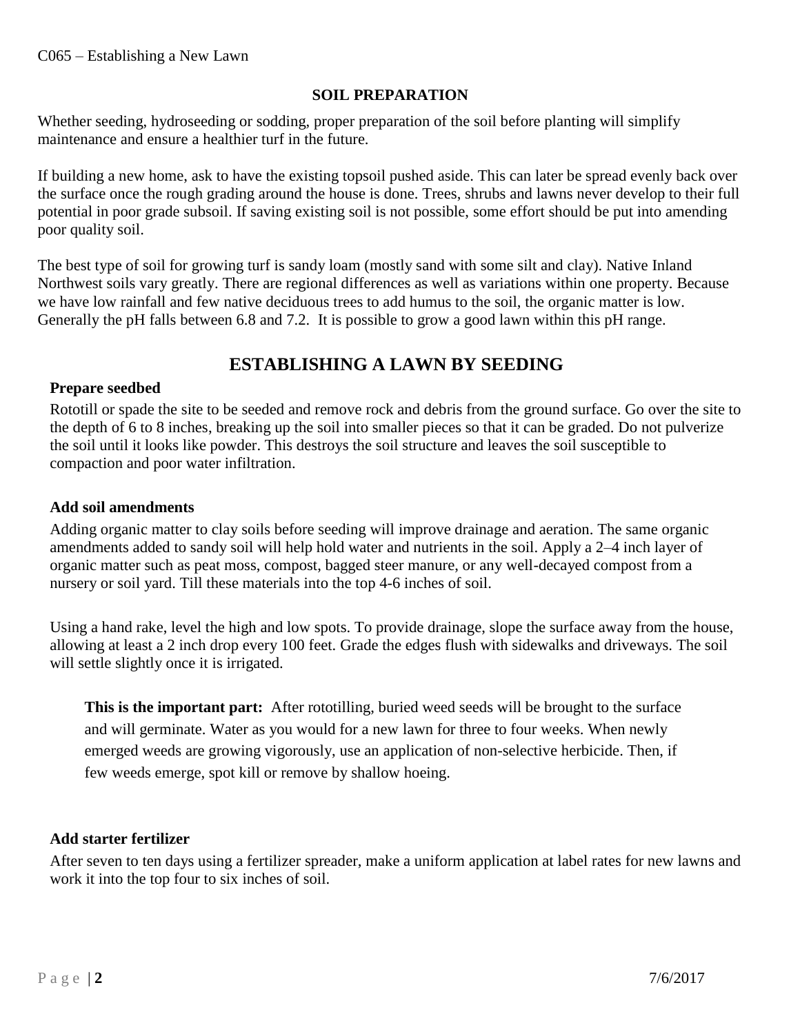## SOIL PREPARATION

Whether seeding, hydroseeding or sodding, proper preparation of the soil before planting will simplify maintenance and ensure a healthier turf in the future.

If building a new home, ask to have the existing topsoil pushed aside. This can later be spread evenly back over the surface once the rough grading around the house is done. Trees, shrubs and lawns never develop to their full potential in poor grade subsoil. If saving existing soil is not possible, some effort should be put into amending poor quality soil.

The best type of soil for growing turf is sandy loam (mostly sand with some silt and clay). Native Inland Northwest soils vary greatly. There are regional differences as well as variations within one property. Because we have low rainfall and few native deciduous trees to add humus to the soil, the organic matter is low. Generally the pH falls between 6.8 and 7.2. It is possible to grow a good lawn within this pH range.

# ESTABLISHING A LAWN BY SEEDING

### Prepare seedbed

Rototill or spade the site to be seeded and remove rock and debris from the ground surface. Go over the site to the depth of 6 to 8 inches, breaking up the soil into smaller pieces so that it can be graded. Do not pulverize the soil until it looks like powder. This destroys the soil structure and leaves the soil susceptible to compaction and poor water infiltration.

### Add soil amendments

Adding organic matter to clay soils before seeding will improve drainage and aeration. The same organic amendments added to sandy soil will help hold water and nutrients in the soil. Apply a 2–4 inch layer of organic matter such as peat moss, compost, bagged steer manure, or any well-decayed compost from a nursery or soil yard. Till these materials into the top 4-6 inches of soil.

Using a hand rake, level the high and low spots. To provide drainage, slope the surface away from the house, allowing at least a 2 inch drop every 100 feet. Grade the edges flush with sidewalks and driveways. The soil will settle slightly once it is irrigated.

**This is the important part:** After rototilling, buried weed seeds will be brought to the surface and will germinate. Water as you would for a new lawn for three to four weeks. When newly emerged weeds are growing vigorously, use an application of non-selective herbicide. Then, if few weeds emerge, spot kill or remove by shallow hoeing.

### Add starter fertilizer

After seven to ten days using a fertilizer spreader, make a uniform application at label rates for new lawns and work it into the top four to six inches of soil.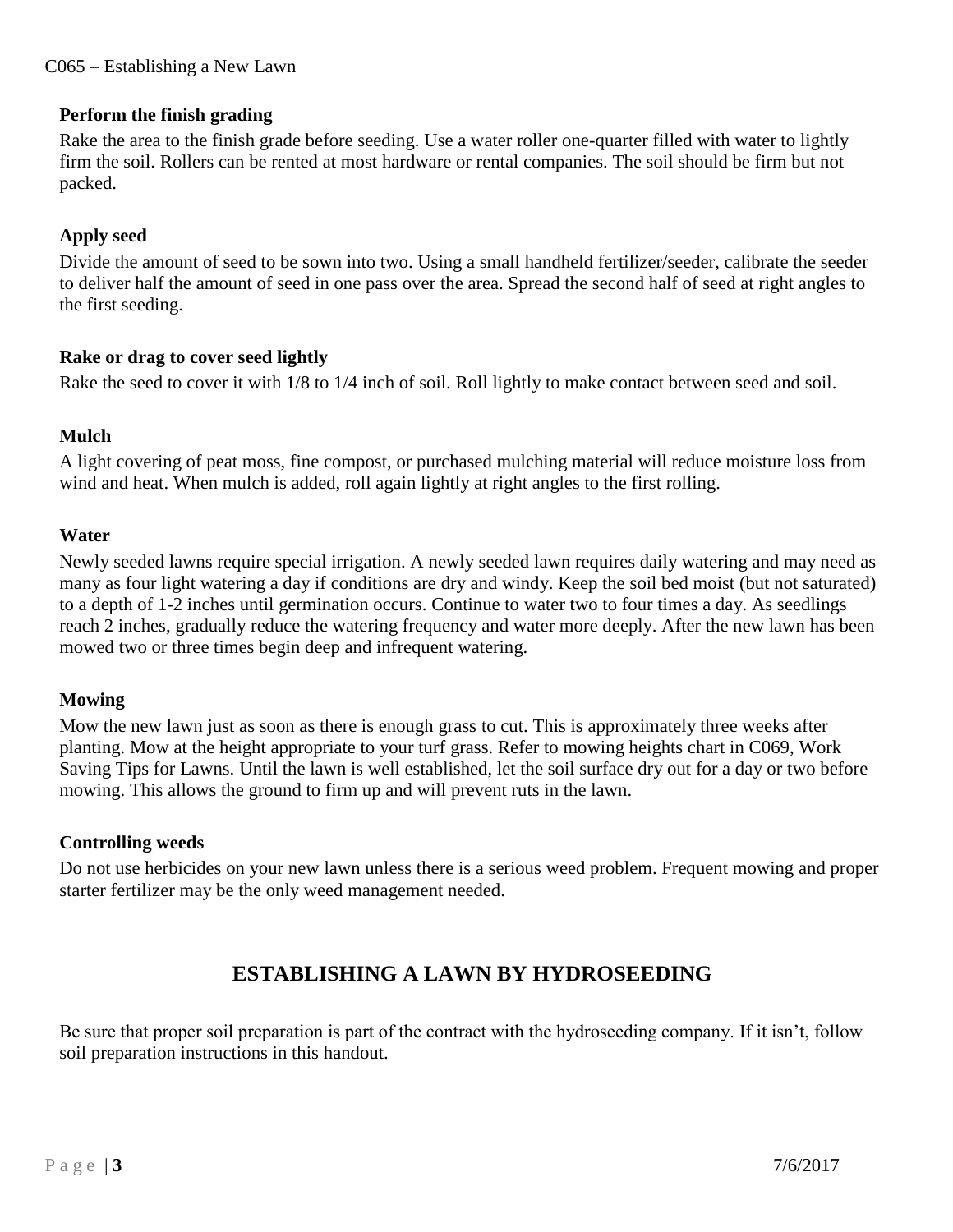### Perform the finish grading

Rake the area to the finish grade before seeding. Use a water roller one-quarter filled with water to lightly firm the soil. Rollers can be rented at most hardware or rental companies. The soil should be firm but not packed.

### Apply seed

Divide the amount of seed to be sown into two. Using a small handheld fertilizer/seeder, calibrate the seeder to deliver half the amount of seed in one pass over the area. Spread the second half of seed at right angles to the first seeding.

### Rake or drag to cover seed lightly

Rake the seed to cover it with 1/8 to 1/4 inch of soil. Roll lightly to make contact between seed and soil.

### Mulch

A light covering of peat moss, fine compost, or purchased mulching material will reduce moisture loss from wind and heat. When mulch is added, roll again lightly at right angles to the first rolling.

### Water

Newly seeded lawns require special irrigation. A newly seeded lawn requires daily watering and may need as many as four light watering a day if conditions are dry and windy. Keep the soil bed moist (but not saturated) to a depth of 1-2 inches until germination occurs. Continue to water two to four times a day. As seedlings reach 2 inches, gradually reduce the watering frequency and water more deeply. After the new lawn has been mowed two or three times begin deep and infrequent watering.

### Mowing

Mow the new lawn just as soon as there is enough grass to cut. This is approximately three weeks after planting. Mow at the height appropriate to your turf grass. Refer to mowing heights chart in C069, Work Saving Tips for Lawns. Until the lawn is well established, let the soil surface dry out for a day or two before mowing. This allows the ground to firm up and will prevent ruts in the lawn.

### Controlling weeds

Do not use herbicides on your new lawn unless there is a serious weed problem. Frequent mowing and proper starter fertilizer may be the only weed management needed.

## ESTABLISHING A LAWN BY HYDROSEEDING

Be sure that proper soil preparation is part of the contract with the hydroseeding company. If it isn't, follow soil preparation instructions in this handout.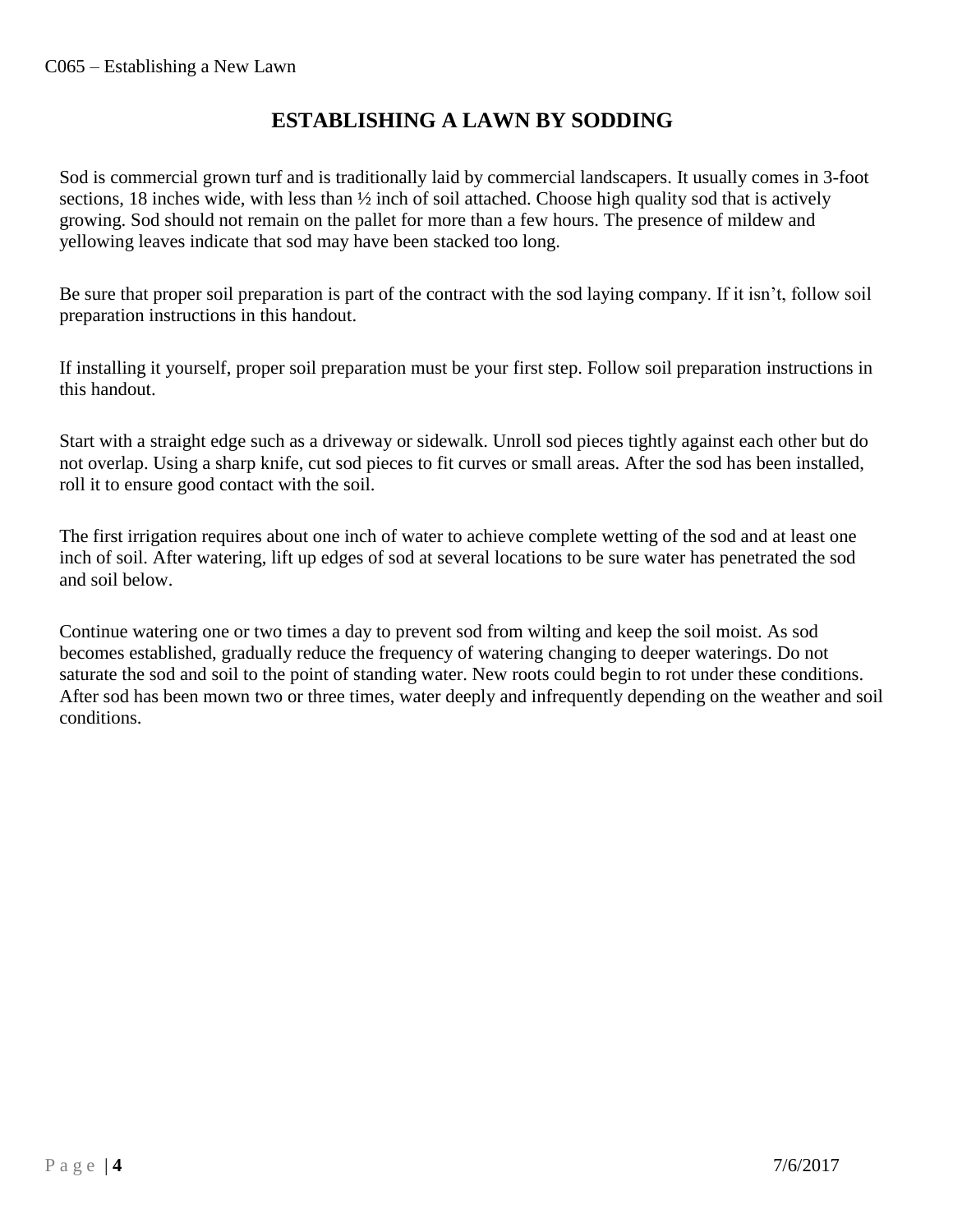## ESTABLISHING A LAWN BY SODDING

Sod is commercial grown turf and is traditionally laid by commercial landscapers. It usually comes in 3-foot sections, 18 inches wide, with less than ½ inch of soil attached. Choose high quality sod that is actively growing. Sod should not remain on the pallet for more than a few hours. The presence of mildew and yellowing leaves indicate that sod may have been stacked too long.

Be sure that proper soil preparation is part of the contract with the sod laying company. If it isn't, follow soil preparation instructions in this handout.

If installing it yourself, proper soil preparation must be your first step. Follow soil preparation instructions in this handout.

Start with a straight edge such as a driveway or sidewalk. Unroll sod pieces tightly against each other but do not overlap. Using a sharp knife, cut sod pieces to fit curves or small areas. After the sod has been installed, roll it to ensure good contact with the soil.

The first irrigation requires about one inch of water to achieve complete wetting of the sod and at least one inch of soil. After watering, lift up edges of sod at several locations to be sure water has penetrated the sod and soil below.

Continue watering one or two times a day to prevent sod from wilting and keep the soil moist. As sod becomes established, gradually reduce the frequency of watering changing to deeper waterings. Do not saturate the sod and soil to the point of standing water. New roots could begin to rot under these conditions. After sod has been mown two or three times, water deeply and infrequently depending on the weather and soil conditions.